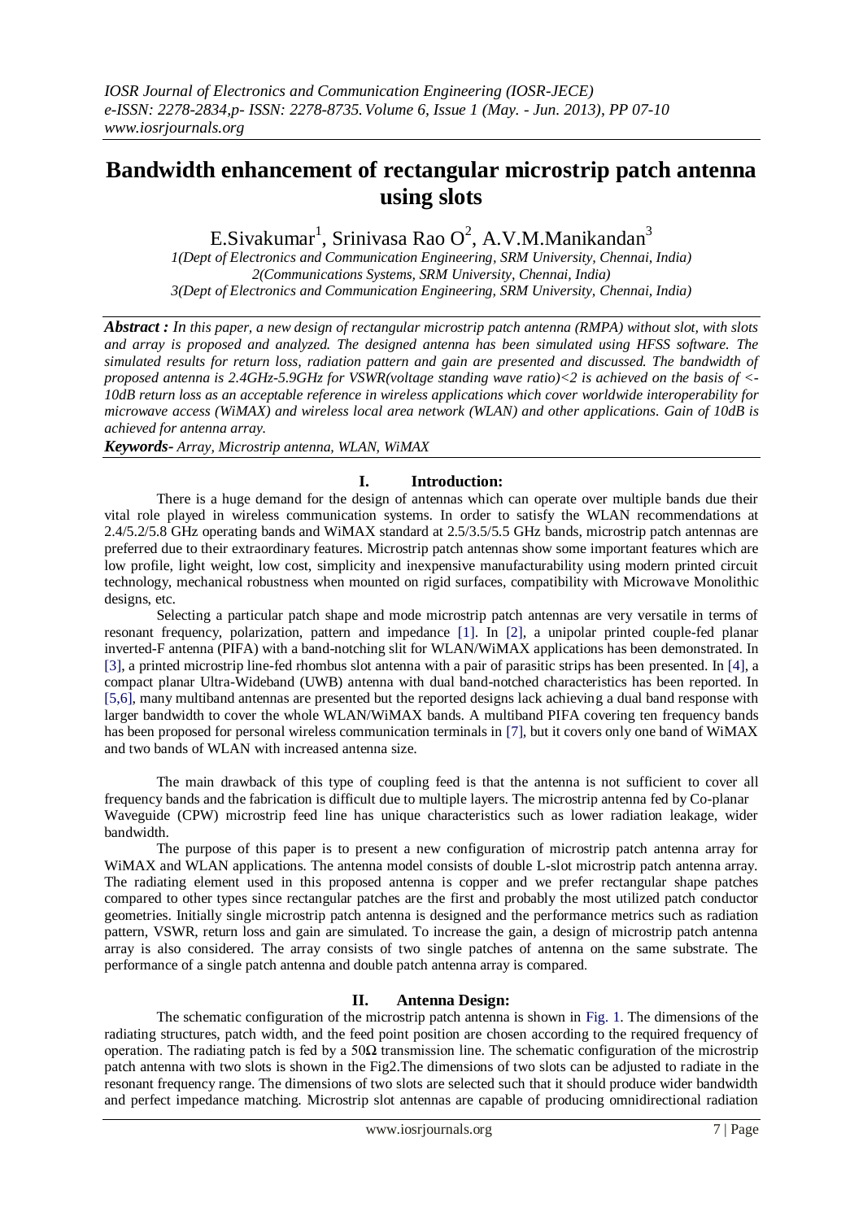# Bandwidth enhancement of rectangular microstrip patch antenna using slots

E.Sivakumar[1], Srinivasa Rao O[2], A.V.M.Manikandan[3]

*1(Dept of Electronics and Communication Engineering, SRM University, Chennai, India)*
*2(Communications Systems, SRM University, Chennai, India)*
*3(Dept of Electronics and Communication Engineering, SRM University, Chennai, India)*

***Abstract :*** *In this paper, a new design of rectangular microstrip patch antenna (RMPA) without slot, with slots and array is proposed and analyzed. The designed antenna has been simulated using HFSS software. The simulated results for return loss, radiation pattern and gain are presented and discussed. The bandwidth of proposed antenna is 2.4GHz-5.9GHz for VSWR(voltage standing wave ratio)<2 is achieved on the basis of <-10dB return loss as an acceptable reference in wireless applications which cover worldwide interoperability for microwave access (WiMAX) and wireless local area network (WLAN) and other applications. Gain of 10dB is achieved for antenna array.*

***Keywords-*** *Array, Microstrip antenna, WLAN, WiMAX*

## I. Introduction:

There is a huge demand for the design of antennas which can operate over multiple bands due their vital role played in wireless communication systems. In order to satisfy the WLAN recommendations at 2.4/5.2/5.8 GHz operating bands and WiMAX standard at 2.5/3.5/5.5 GHz bands, microstrip patch antennas are preferred due to their extraordinary features. Microstrip patch antennas show some important features which are low profile, light weight, low cost, simplicity and inexpensive manufacturability using modern printed circuit technology, mechanical robustness when mounted on rigid surfaces, compatibility with Microwave Monolithic designs, etc.

Selecting a particular patch shape and mode microstrip patch antennas are very versatile in terms of resonant frequency, polarization, pattern and impedance [1]. In [2], a unipolar printed couple-fed planar inverted-F antenna (PIFA) with a band-notching slit for WLAN/WiMAX applications has been demonstrated. In [3], a printed microstrip line-fed rhombus slot antenna with a pair of parasitic strips has been presented. In [4], a compact planar Ultra-Wideband (UWB) antenna with dual band-notched characteristics has been reported. In [5,6], many multiband antennas are presented but the reported designs lack achieving a dual band response with larger bandwidth to cover the whole WLAN/WiMAX bands. A multiband PIFA covering ten frequency bands has been proposed for personal wireless communication terminals in [7], but it covers only one band of WiMAX and two bands of WLAN with increased antenna size.

The main drawback of this type of coupling feed is that the antenna is not sufficient to cover all frequency bands and the fabrication is difficult due to multiple layers. The microstrip antenna fed by Co-planar Waveguide (CPW) microstrip feed line has unique characteristics such as lower radiation leakage, wider bandwidth.

The purpose of this paper is to present a new configuration of microstrip patch antenna array for WiMAX and WLAN applications. The antenna model consists of double L-slot microstrip patch antenna array. The radiating element used in this proposed antenna is copper and we prefer rectangular shape patches compared to other types since rectangular patches are the first and probably the most utilized patch conductor geometries. Initially single microstrip patch antenna is designed and the performance metrics such as radiation pattern, VSWR, return loss and gain are simulated. To increase the gain, a design of microstrip patch antenna array is also considered. The array consists of two single patches of antenna on the same substrate. The performance of a single patch antenna and double patch antenna array is compared.

## II. Antenna Design:

The schematic configuration of the microstrip patch antenna is shown in Fig. 1. The dimensions of the radiating structures, patch width, and the feed point position are chosen according to the required frequency of operation. The radiating patch is fed by a 50Ω transmission line. The schematic configuration of the microstrip patch antenna with two slots is shown in the Fig2.The dimensions of two slots can be adjusted to radiate in the resonant frequency range. The dimensions of two slots are selected such that it should produce wider bandwidth and perfect impedance matching. Microstrip slot antennas are capable of producing omnidirectional radiation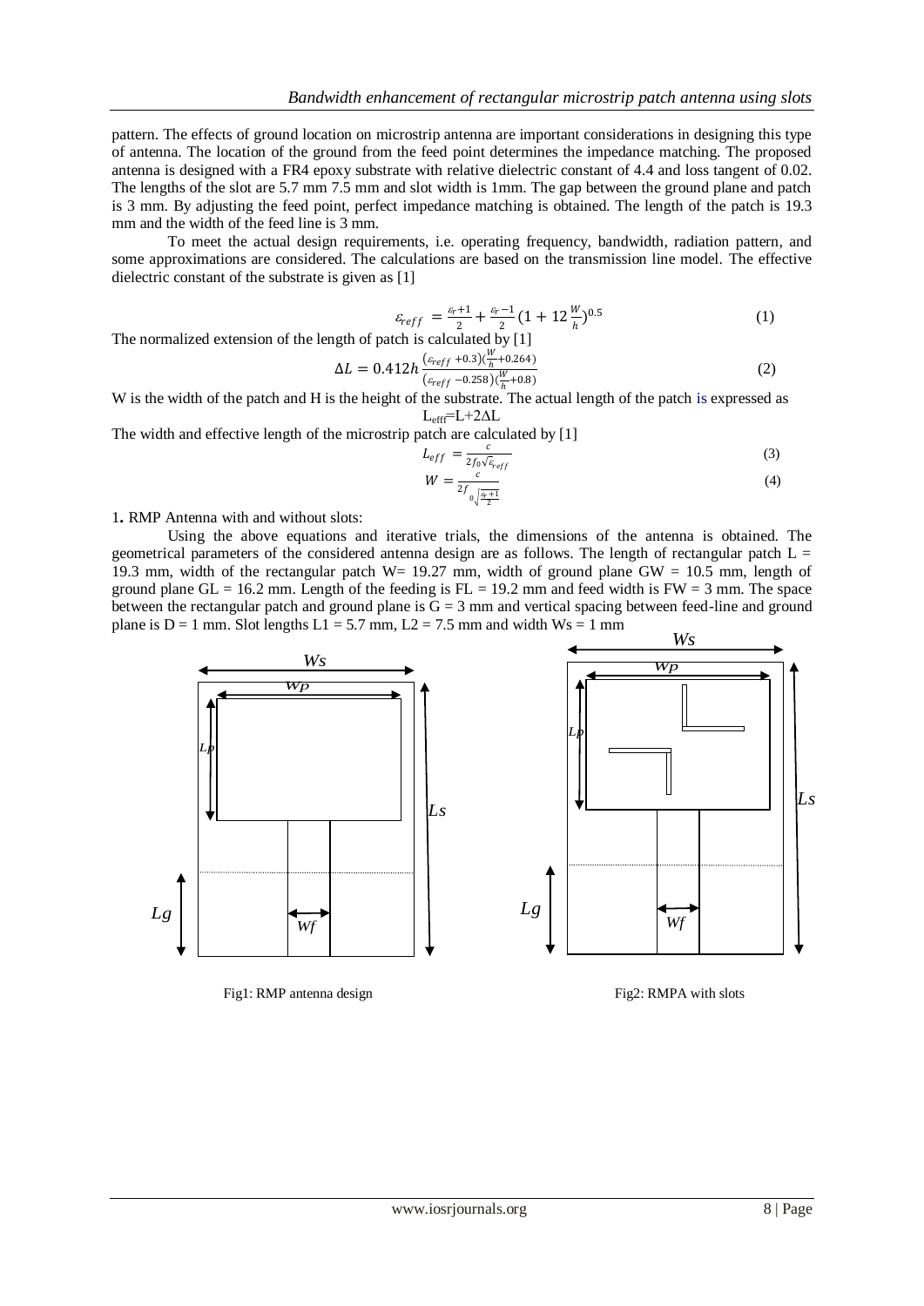pattern. The effects of ground location on microstrip antenna are important considerations in designing this type of antenna. The location of the ground from the feed point determines the impedance matching. The proposed antenna is designed with a FR4 epoxy substrate with relative dielectric constant of 4.4 and loss tangent of 0.02. The lengths of the slot are 5.7 mm 7.5 mm and slot width is 1mm. The gap between the ground plane and patch is 3 mm. By adjusting the feed point, perfect impedance matching is obtained. The length of the patch is 19.3 mm and the width of the feed line is 3 mm.

To meet the actual design requirements, i.e. operating frequency, bandwidth, radiation pattern, and some approximations are considered. The calculations are based on the transmission line model. The effective dielectric constant of the substrate is given as [1]

$$\varepsilon_{reff} = \frac{\varepsilon_r + 1}{2} + \frac{\varepsilon_r - 1}{2}\left(1 + 12\frac{W}{h}\right)^{0.5} \quad (1)$$

The normalized extension of the length of patch is calculated by [1]

$$\Delta L = 0.412h \frac{(\varepsilon_{reff} + 0.3)(\frac{W}{h} + 0.264)}{(\varepsilon_{reff} - 0.258)(\frac{W}{h} + 0.8)} \quad (2)$$

W is the width of the patch and H is the height of the substrate. The actual length of the patch is expressed as

$L_{efff}$=L+2ΔL

The width and effective length of the microstrip patch are calculated by [1]

$$L_{eff} = \frac{c}{2f_0\sqrt{\varepsilon_{reff}}} \quad (3)$$

$$W = \frac{c}{2f_0\sqrt{\frac{\varepsilon_r + 1}{2}}} \quad (4)$$

1**.** RMP Antenna with and without slots:

Using the above equations and iterative trials, the dimensions of the antenna is obtained. The geometrical parameters of the considered antenna design are as follows. The length of rectangular patch L = 19.3 mm, width of the rectangular patch W= 19.27 mm, width of ground plane GW = 10.5 mm, length of ground plane GL = 16.2 mm. Length of the feeding is FL = 19.2 mm and feed width is FW = 3 mm. The space between the rectangular patch and ground plane is G = 3 mm and vertical spacing between feed-line and ground plane is D = 1 mm. Slot lengths L1 = 5.7 mm, L2 = 7.5 mm and width Ws = 1 mm

Fig1: RMP antenna design

Fig2: RMPA with slots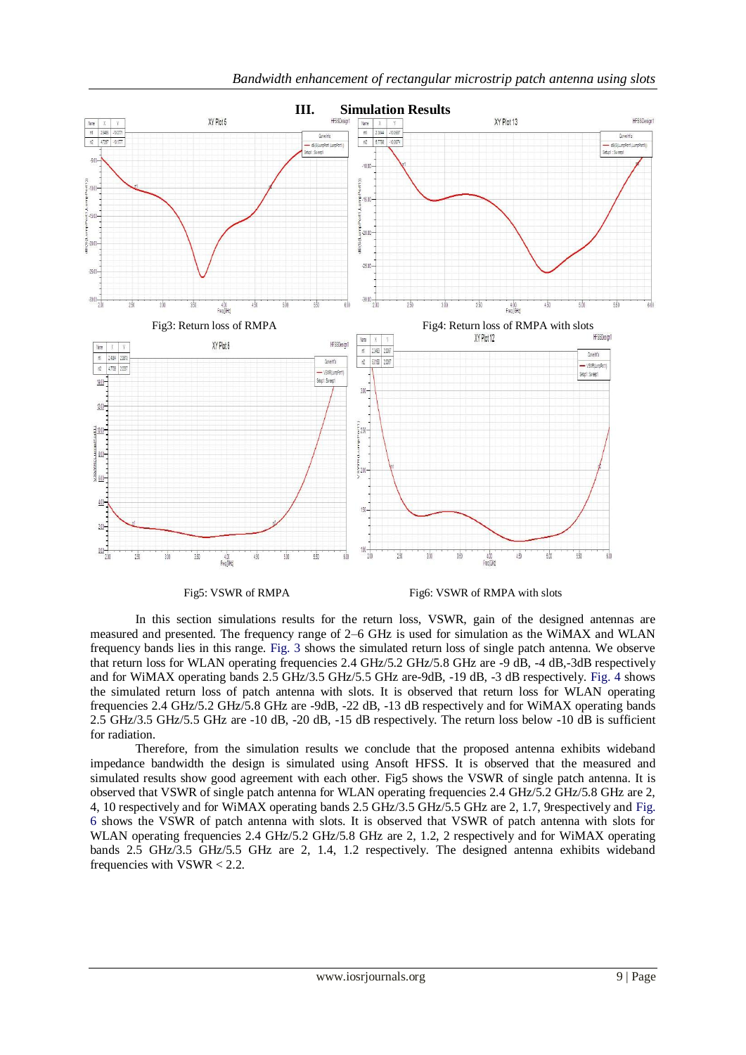## III. Simulation Results

Fig3: Return loss of RMPA

Fig4: Return loss of RMPA with slots

Fig5: VSWR of RMPA

Fig6: VSWR of RMPA with slots

In this section simulations results for the return loss, VSWR, gain of the designed antennas are measured and presented. The frequency range of 2–6 GHz is used for simulation as the WiMAX and WLAN frequency bands lies in this range. Fig. 3 shows the simulated return loss of single patch antenna. We observe that return loss for WLAN operating frequencies 2.4 GHz/5.2 GHz/5.8 GHz are -9 dB, -4 dB,-3dB respectively and for WiMAX operating bands 2.5 GHz/3.5 GHz/5.5 GHz are-9dB, -19 dB, -3 dB respectively. Fig. 4 shows the simulated return loss of patch antenna with slots. It is observed that return loss for WLAN operating frequencies 2.4 GHz/5.2 GHz/5.8 GHz are -9dB, -22 dB, -13 dB respectively and for WiMAX operating bands 2.5 GHz/3.5 GHz/5.5 GHz are -10 dB, -20 dB, -15 dB respectively. The return loss below -10 dB is sufficient for radiation.

Therefore, from the simulation results we conclude that the proposed antenna exhibits wideband impedance bandwidth the design is simulated using Ansoft HFSS. It is observed that the measured and simulated results show good agreement with each other. Fig5 shows the VSWR of single patch antenna. It is observed that VSWR of single patch antenna for WLAN operating frequencies 2.4 GHz/5.2 GHz/5.8 GHz are 2, 4, 10 respectively and for WiMAX operating bands 2.5 GHz/3.5 GHz/5.5 GHz are 2, 1.7, 9respectively and Fig. 6 shows the VSWR of patch antenna with slots. It is observed that VSWR of patch antenna with slots for WLAN operating frequencies 2.4 GHz/5.2 GHz/5.8 GHz are 2, 1.2, 2 respectively and for WiMAX operating bands 2.5 GHz/3.5 GHz/5.5 GHz are 2, 1.4, 1.2 respectively. The designed antenna exhibits wideband frequencies with VSWR < 2.2.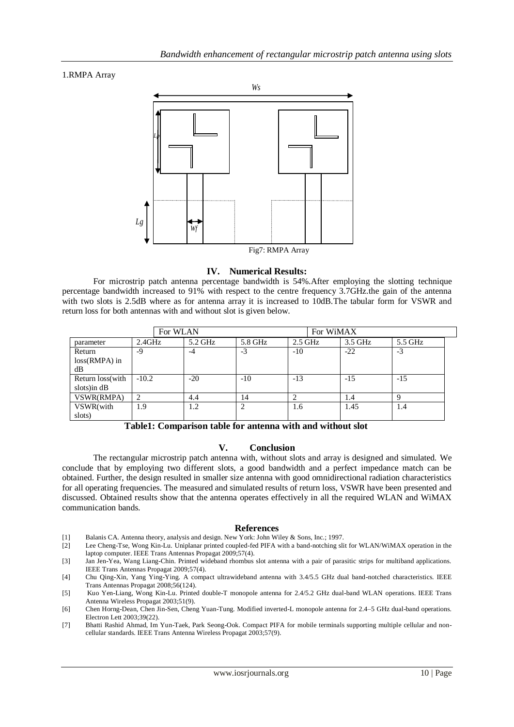1.RMPA Array

Ws

Lp

Lg

Wf

Fig7: RMPA Array

## IV. Numerical Results:

For microstrip patch antenna percentage bandwidth is 54%.After employing the slotting technique percentage bandwidth increased to 91% with respect to the centre frequency 3.7GHz.the gain of the antenna with two slots is 2.5dB where as for antenna array it is increased to 10dB.The tabular form for VSWR and return loss for both antennas with and without slot is given below.

| | For WLAN | | | For WiMAX | | |
|---|---|---|---|---|---|---|
| parameter | 2.4GHz | 5.2 GHz | 5.8 GHz | 2.5 GHz | 3.5 GHz | 5.5 GHz |
| Return loss(RMPA) in dB | -9 | -4 | -3 | -10 | -22 | -3 |
| Return loss(with slots)in dB | -10.2 | -20 | -10 | -13 | -15 | -15 |
| VSWR(RMPA) | 2 | 4.4 | 14 | 2 | 1.4 | 9 |
| VSWR(with slots) | 1.9 | 1.2 | 2 | 1.6 | 1.45 | 1.4 |

**Table1: Comparison table for antenna with and without slot**

## V. Conclusion

The rectangular microstrip patch antenna with, without slots and array is designed and simulated. We conclude that by employing two different slots, a good bandwidth and a perfect impedance match can be obtained. Further, the design resulted in smaller size antenna with good omnidirectional radiation characteristics for all operating frequencies. The measured and simulated results of return loss, VSWR have been presented and discussed. Obtained results show that the antenna operates effectively in all the required WLAN and WiMAX communication bands.

## References

[1] Balanis CA. Antenna theory, analysis and design. New York: John Wiley & Sons, Inc.; 1997.

[2] Lee Cheng-Tse, Wong Kin-Lu. Uniplanar printed coupled-fed PIFA with a band-notching slit for WLAN/WiMAX operation in the laptop computer. IEEE Trans Antennas Propagat 2009;57(4).

[3] Jan Jen-Yea, Wang Liang-Chin. Printed wideband rhombus slot antenna with a pair of parasitic strips for multiband applications. IEEE Trans Antennas Propagat 2009;57(4).

[4] Chu Qing-Xin, Yang Ying-Ying. A compact ultrawideband antenna with 3.4/5.5 GHz dual band-notched characteristics. IEEE Trans Antennas Propagat 2008;56(124).

[5] Kuo Yen-Liang, Wong Kin-Lu. Printed double-T monopole antenna for 2.4/5.2 GHz dual-band WLAN operations. IEEE Trans Antenna Wireless Propagat 2003;51(9).

[6] Chen Horng-Dean, Chen Jin-Sen, Cheng Yuan-Tung. Modified inverted-L monopole antenna for 2.4–5 GHz dual-band operations. Electron Lett 2003;39(22).

[7] Bhatti Rashid Ahmad, Im Yun-Taek, Park Seong-Ook. Compact PIFA for mobile terminals supporting multiple cellular and non-cellular standards. IEEE Trans Antenna Wireless Propagat 2003;57(9).